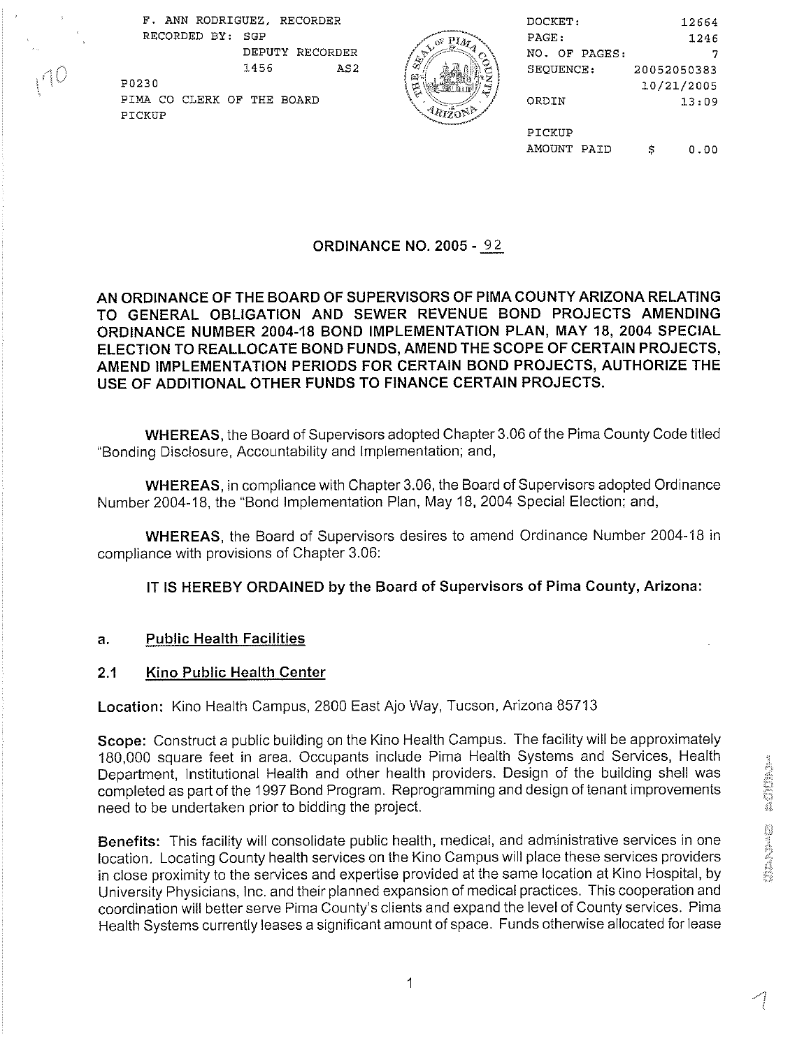F. ANN RODRIGUEZ, RECORDER
RECORDED BY: SGP
DEPUTY RECORDER
1456 AS2
P0230
PIMA CO CLERK OF THE BOARD
PICKUP

DOCKET: 12664
PAGE: 1246
NO. OF PAGES: 7
SEQUENCE: 20052050383
10/21/2005
ORDIN 13:09

PICKUP
AMOUNT PAID $ 0.00

## ORDINANCE NO. 2005 - 92

**AN ORDINANCE OF THE BOARD OF SUPERVISORS OF PIMA COUNTY ARIZONA RELATING TO GENERAL OBLIGATION AND SEWER REVENUE BOND PROJECTS AMENDING ORDINANCE NUMBER 2004-18 BOND IMPLEMENTATION PLAN, MAY 18, 2004 SPECIAL ELECTION TO REALLOCATE BOND FUNDS, AMEND THE SCOPE OF CERTAIN PROJECTS, AMEND IMPLEMENTATION PERIODS FOR CERTAIN BOND PROJECTS, AUTHORIZE THE USE OF ADDITIONAL OTHER FUNDS TO FINANCE CERTAIN PROJECTS.**

**WHEREAS**, the Board of Supervisors adopted Chapter 3.06 of the Pima County Code titled "Bonding Disclosure, Accountability and Implementation; and,

**WHEREAS**, in compliance with Chapter 3.06, the Board of Supervisors adopted Ordinance Number 2004-18, the "Bond Implementation Plan, May 18, 2004 Special Election; and,

**WHEREAS**, the Board of Supervisors desires to amend Ordinance Number 2004-18 in compliance with provisions of Chapter 3.06:

**IT IS HEREBY ORDAINED by the Board of Supervisors of Pima County, Arizona:**

**a. Public Health Facilities**

**2.1 Kino Public Health Center**

**Location:** Kino Health Campus, 2800 East Ajo Way, Tucson, Arizona 85713

**Scope:** Construct a public building on the Kino Health Campus. The facility will be approximately 180,000 square feet in area. Occupants include Pima Health Systems and Services, Health Department, Institutional Health and other health providers. Design of the building shell was completed as part of the 1997 Bond Program. Reprogramming and design of tenant improvements need to be undertaken prior to bidding the project.

**Benefits:** This facility will consolidate public health, medical, and administrative services in one location. Locating County health services on the Kino Campus will place these services providers in close proximity to the services and expertise provided at the same location at Kino Hospital, by University Physicians, Inc. and their planned expansion of medical practices. This cooperation and coordination will better serve Pima County's clients and expand the level of County services. Pima Health Systems currently leases a significant amount of space. Funds otherwise allocated for lease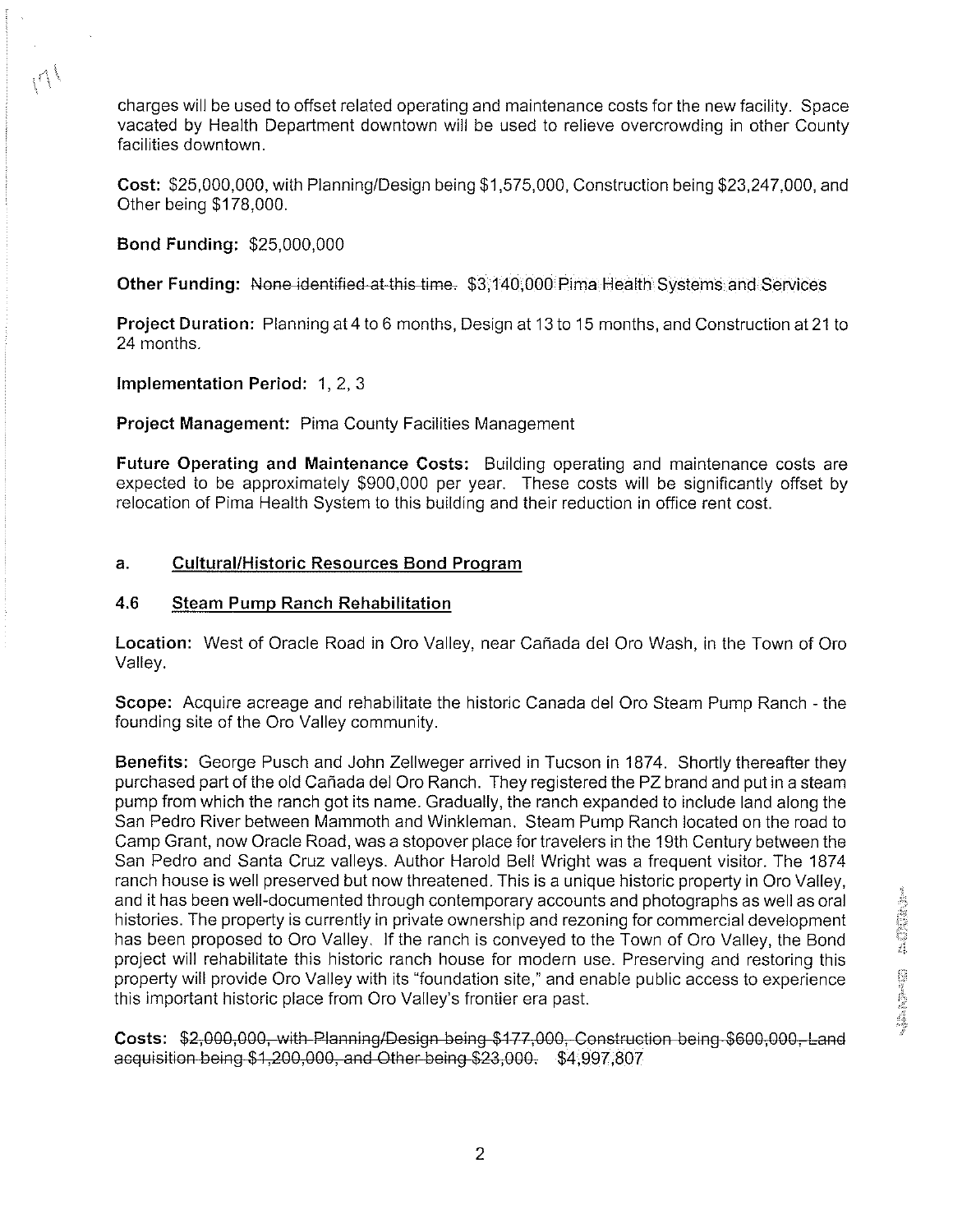charges will be used to offset related operating and maintenance costs for the new facility. Space vacated by Health Department downtown will be used to relieve overcrowding in other County facilities downtown.

**Cost:** $25,000,000, with Planning/Design being $1,575,000, Construction being $23,247,000, and Other being $178,000.

**Bond Funding:** $25,000,000

**Other Funding:** ~~None identified at this time.~~ $3,140,000 Pima Health Systems and Services

**Project Duration:** Planning at 4 to 6 months, Design at 13 to 15 months, and Construction at 21 to 24 months.

**Implementation Period:** 1, 2, 3

**Project Management:** Pima County Facilities Management

**Future Operating and Maintenance Costs:** Building operating and maintenance costs are expected to be approximately $900,000 per year. These costs will be significantly offset by relocation of Pima Health System to this building and their reduction in office rent cost.

## a. Cultural/Historic Resources Bond Program

### 4.6 Steam Pump Ranch Rehabilitation

**Location:** West of Oracle Road in Oro Valley, near Cañada del Oro Wash, in the Town of Oro Valley.

**Scope:** Acquire acreage and rehabilitate the historic Canada del Oro Steam Pump Ranch - the founding site of the Oro Valley community.

**Benefits:** George Pusch and John Zellweger arrived in Tucson in 1874. Shortly thereafter they purchased part of the old Cañada del Oro Ranch. They registered the PZ brand and put in a steam pump from which the ranch got its name. Gradually, the ranch expanded to include land along the San Pedro River between Mammoth and Winkleman. Steam Pump Ranch located on the road to Camp Grant, now Oracle Road, was a stopover place for travelers in the 19th Century between the San Pedro and Santa Cruz valleys. Author Harold Bell Wright was a frequent visitor. The 1874 ranch house is well preserved but now threatened. This is a unique historic property in Oro Valley, and it has been well-documented through contemporary accounts and photographs as well as oral histories. The property is currently in private ownership and rezoning for commercial development has been proposed to Oro Valley. If the ranch is conveyed to the Town of Oro Valley, the Bond project will rehabilitate this historic ranch house for modern use. Preserving and restoring this property will provide Oro Valley with its "foundation site," and enable public access to experience this important historic place from Oro Valley's frontier era past.

**Costs:** ~~$2,000,000, with Planning/Design being $177,000, Construction being $600,000, Land acquisition being $1,200,000, and Other being $23,000.~~ $4,997,807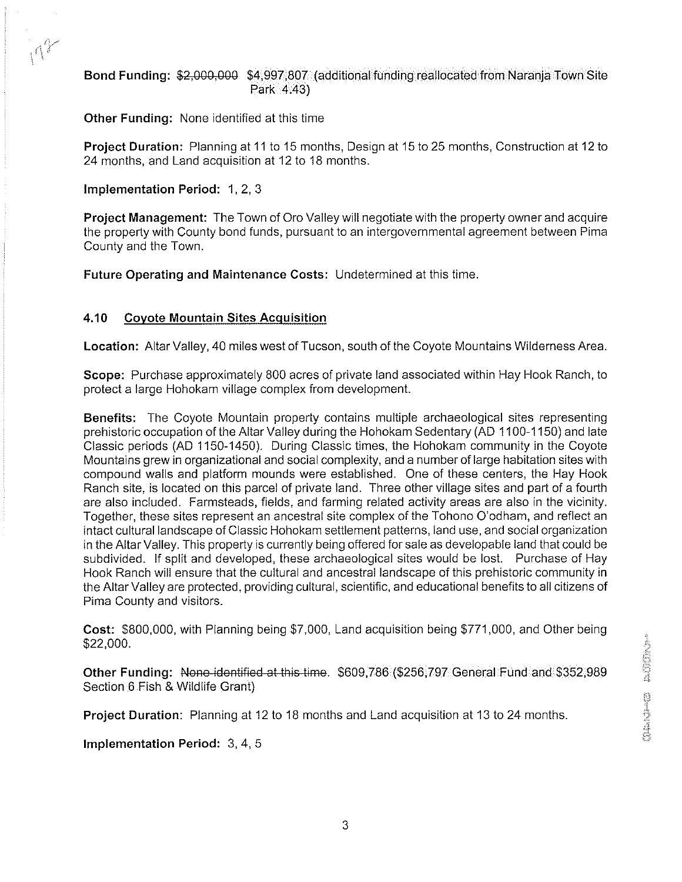**Bond Funding:** ~~$2,000,000~~ $4,997,807 (additional funding reallocated from Naranja Town Site Park 4.43)

**Other Funding:** None identified at this time

**Project Duration:** Planning at 11 to 15 months, Design at 15 to 25 months, Construction at 12 to 24 months, and Land acquisition at 12 to 18 months.

**Implementation Period:** 1, 2, 3

**Project Management:** The Town of Oro Valley will negotiate with the property owner and acquire the property with County bond funds, pursuant to an intergovernmental agreement between Pima County and the Town.

**Future Operating and Maintenance Costs:** Undetermined at this time.

### 4.10 Coyote Mountain Sites Acquisition

**Location:** Altar Valley, 40 miles west of Tucson, south of the Coyote Mountains Wilderness Area.

**Scope:** Purchase approximately 800 acres of private land associated within Hay Hook Ranch, to protect a large Hohokam village complex from development.

**Benefits:** The Coyote Mountain property contains multiple archaeological sites representing prehistoric occupation of the Altar Valley during the Hohokam Sedentary (AD 1100-1150) and late Classic periods (AD 1150-1450). During Classic times, the Hohokam community in the Coyote Mountains grew in organizational and social complexity, and a number of large habitation sites with compound walls and platform mounds were established. One of these centers, the Hay Hook Ranch site, is located on this parcel of private land. Three other village sites and part of a fourth are also included. Farmsteads, fields, and farming related activity areas are also in the vicinity. Together, these sites represent an ancestral site complex of the Tohono O'odham, and reflect an intact cultural landscape of Classic Hohokam settlement patterns, land use, and social organization in the Altar Valley. This property is currently being offered for sale as developable land that could be subdivided. If split and developed, these archaeological sites would be lost. Purchase of Hay Hook Ranch will ensure that the cultural and ancestral landscape of this prehistoric community in the Altar Valley are protected, providing cultural, scientific, and educational benefits to all citizens of Pima County and visitors.

**Cost:** $800,000, with Planning being $7,000, Land acquisition being $771,000, and Other being $22,000.

**Other Funding:** ~~None identified at this time~~. $609,786 ($256,797 General Fund and $352,989 Section 6 Fish & Wildlife Grant)

**Project Duration:** Planning at 12 to 18 months and Land acquisition at 13 to 24 months.

**Implementation Period:** 3, 4, 5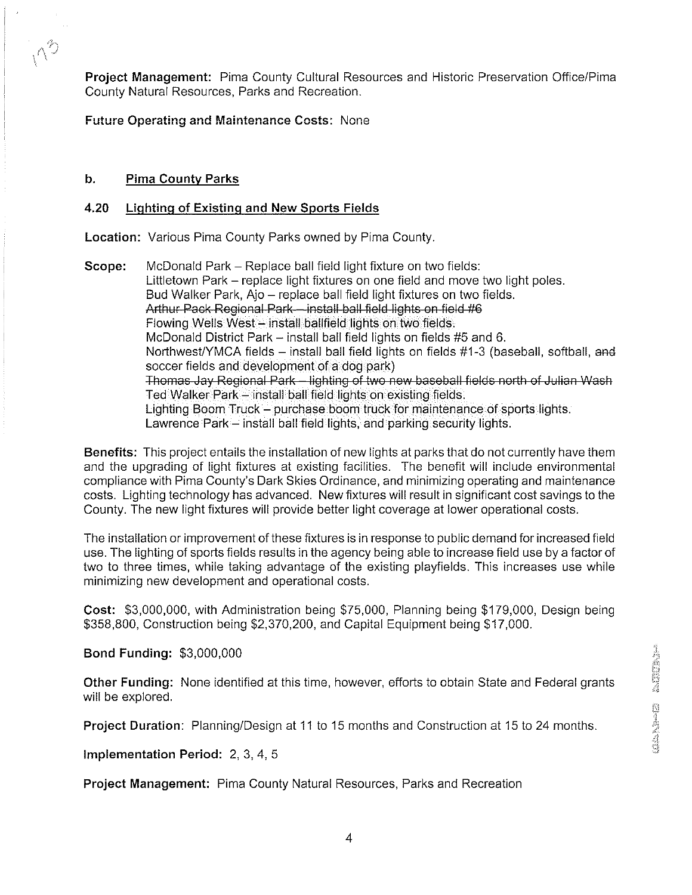**Project Management:** Pima County Cultural Resources and Historic Preservation Office/Pima County Natural Resources, Parks and Recreation.

**Future Operating and Maintenance Costs:** None

### b. Pima County Parks

### 4.20 Lighting of Existing and New Sports Fields

**Location:** Various Pima County Parks owned by Pima County.

**Scope:** McDonald Park – Replace ball field light fixture on two fields:
Littletown Park – replace light fixtures on one field and move two light poles.
Bud Walker Park, Ajo – replace ball field light fixtures on two fields.
~~Arthur Pack Regional Park – install ball field lights on field #6~~
Flowing Wells West – install ballfield lights on two fields.
McDonald District Park – install ball field lights on fields #5 and 6.
Northwest/YMCA fields – install ball field lights on fields #1-3 (baseball, softball, ~~and~~ soccer fields and development of a dog park)
~~Thomas Jay Regional Park – lighting of two new baseball fields north of Julian Wash~~
Ted Walker Park – install ball field lights on existing fields.
Lighting Boom Truck – purchase boom truck for maintenance of sports lights.
Lawrence Park – install ball field lights, and parking security lights.

**Benefits:** This project entails the installation of new lights at parks that do not currently have them and the upgrading of light fixtures at existing facilities. The benefit will include environmental compliance with Pima County's Dark Skies Ordinance, and minimizing operating and maintenance costs. Lighting technology has advanced. New fixtures will result in significant cost savings to the County. The new light fixtures will provide better light coverage at lower operational costs.

The installation or improvement of these fixtures is in response to public demand for increased field use. The lighting of sports fields results in the agency being able to increase field use by a factor of two to three times, while taking advantage of the existing playfields. This increases use while minimizing new development and operational costs.

**Cost:** $3,000,000, with Administration being $75,000, Planning being $179,000, Design being $358,800, Construction being $2,370,200, and Capital Equipment being $17,000.

**Bond Funding:** $3,000,000

**Other Funding:** None identified at this time, however, efforts to obtain State and Federal grants will be explored.

**Project Duration:** Planning/Design at 11 to 15 months and Construction at 15 to 24 months.

**Implementation Period:** 2, 3, 4, 5

**Project Management:** Pima County Natural Resources, Parks and Recreation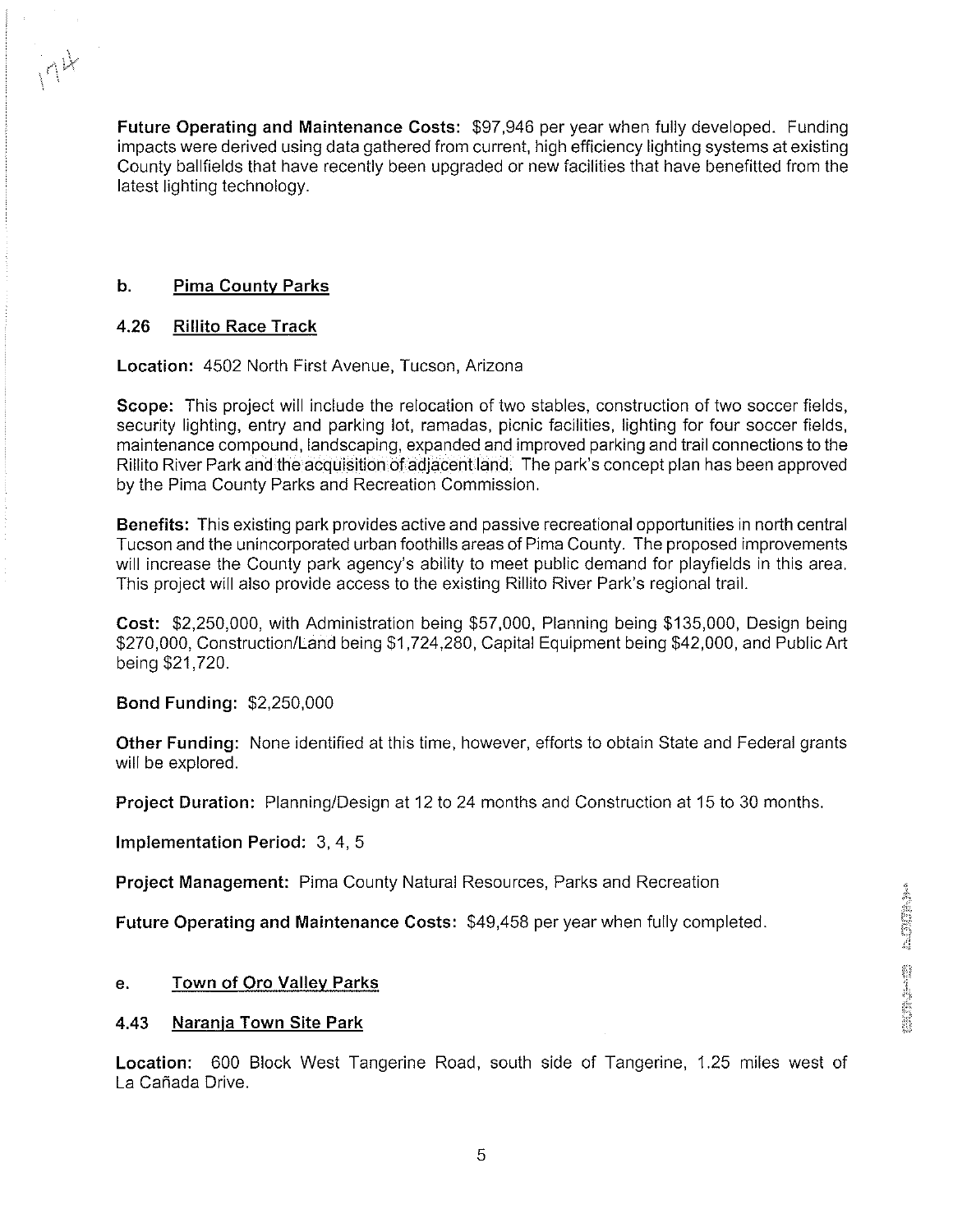**Future Operating and Maintenance Costs:** $97,946 per year when fully developed. Funding impacts were derived using data gathered from current, high efficiency lighting systems at existing County ballfields that have recently been upgraded or new facilities that have benefitted from the latest lighting technology.

### b. Pima County Parks

#### 4.26 Rillito Race Track

**Location:** 4502 North First Avenue, Tucson, Arizona

**Scope:** This project will include the relocation of two stables, construction of two soccer fields, security lighting, entry and parking lot, ramadas, picnic facilities, lighting for four soccer fields, maintenance compound, landscaping, expanded and improved parking and trail connections to the Rillito River Park and the acquisition of adjacent land. The park's concept plan has been approved by the Pima County Parks and Recreation Commission.

**Benefits:** This existing park provides active and passive recreational opportunities in north central Tucson and the unincorporated urban foothills areas of Pima County. The proposed improvements will increase the County park agency's ability to meet public demand for playfields in this area. This project will also provide access to the existing Rillito River Park's regional trail.

**Cost:** $2,250,000, with Administration being $57,000, Planning being $135,000, Design being $270,000, Construction/Land being $1,724,280, Capital Equipment being $42,000, and Public Art being $21,720.

**Bond Funding:** $2,250,000

**Other Funding:** None identified at this time, however, efforts to obtain State and Federal grants will be explored.

**Project Duration:** Planning/Design at 12 to 24 months and Construction at 15 to 30 months.

**Implementation Period:** 3, 4, 5

**Project Management:** Pima County Natural Resources, Parks and Recreation

**Future Operating and Maintenance Costs:** $49,458 per year when fully completed.

### e. Town of Oro Valley Parks

#### 4.43 Naranja Town Site Park

**Location:** 600 Block West Tangerine Road, south side of Tangerine, 1.25 miles west of La Cañada Drive.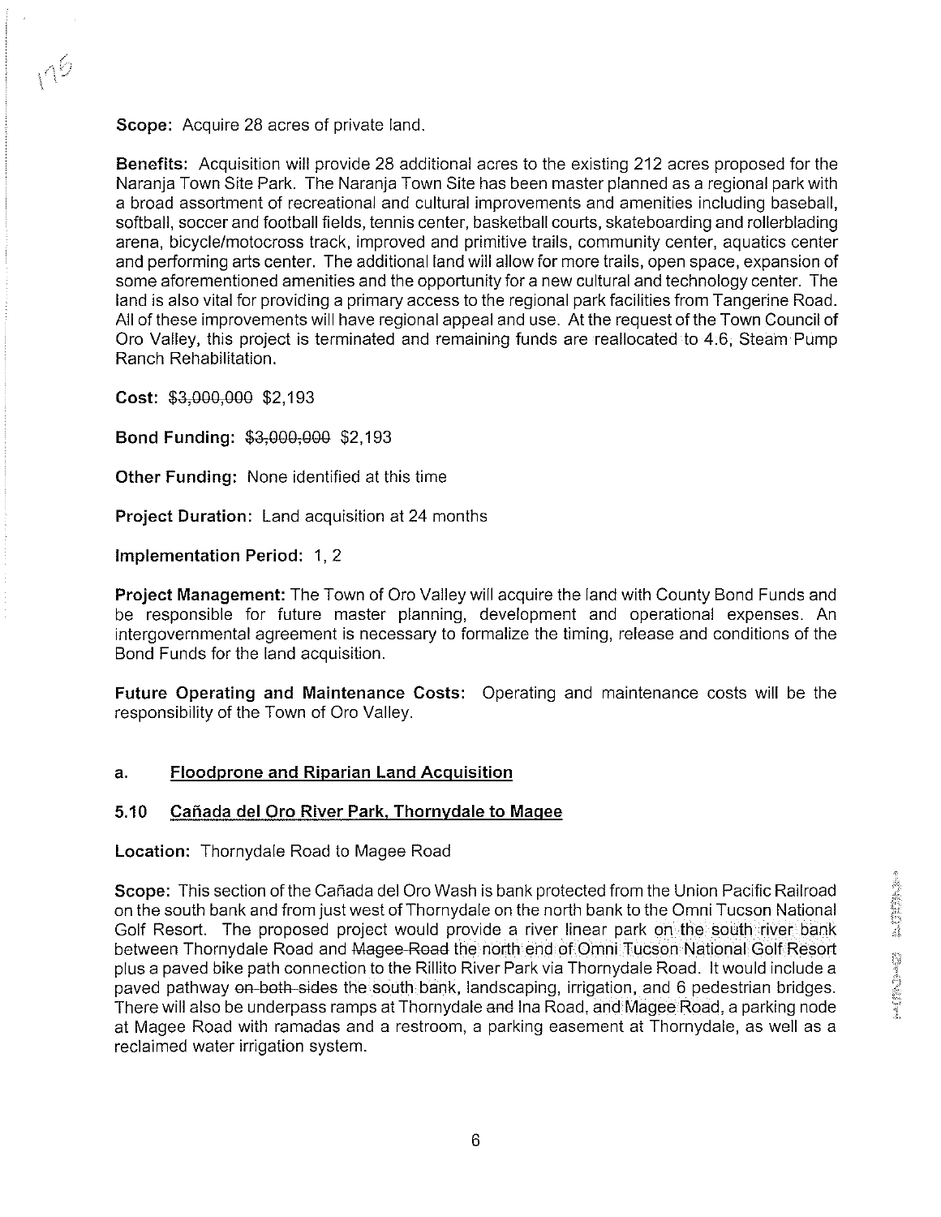**Scope:** Acquire 28 acres of private land.

**Benefits:** Acquisition will provide 28 additional acres to the existing 212 acres proposed for the Naranja Town Site Park. The Naranja Town Site has been master planned as a regional park with a broad assortment of recreational and cultural improvements and amenities including baseball, softball, soccer and football fields, tennis center, basketball courts, skateboarding and rollerblading arena, bicycle/motocross track, improved and primitive trails, community center, aquatics center and performing arts center. The additional land will allow for more trails, open space, expansion of some aforementioned amenities and the opportunity for a new cultural and technology center. The land is also vital for providing a primary access to the regional park facilities from Tangerine Road. All of these improvements will have regional appeal and use. At the request of the Town Council of Oro Valley, this project is terminated and remaining funds are reallocated to 4.6, Steam Pump Ranch Rehabilitation.

**Cost:** ~~$3,000,000~~ $2,193

**Bond Funding:** ~~$3,000,000~~ $2,193

**Other Funding:** None identified at this time

**Project Duration:** Land acquisition at 24 months

**Implementation Period:** 1, 2

**Project Management:** The Town of Oro Valley will acquire the land with County Bond Funds and be responsible for future master planning, development and operational expenses. An intergovernmental agreement is necessary to formalize the timing, release and conditions of the Bond Funds for the land acquisition.

**Future Operating and Maintenance Costs:** Operating and maintenance costs will be the responsibility of the Town of Oro Valley.

## a. Floodprone and Riparian Land Acquisition

### 5.10 Cañada del Oro River Park, Thornydale to Magee

**Location:** Thornydale Road to Magee Road

**Scope:** This section of the Cañada del Oro Wash is bank protected from the Union Pacific Railroad on the south bank and from just west of Thornydale on the north bank to the Omni Tucson National Golf Resort. The proposed project would provide a river linear park on the south river bank between Thornydale Road and ~~Magee Road~~ the north end of Omni Tucson National Golf Resort plus a paved bike path connection to the Rillito River Park via Thornydale Road. It would include a paved pathway ~~on both sides~~ the south bank, landscaping, irrigation, and 6 pedestrian bridges. There will also be underpass ramps at Thornydale ~~and~~ Ina Road, and Magee Road, a parking node at Magee Road with ramadas and a restroom, a parking easement at Thornydale, as well as a reclaimed water irrigation system.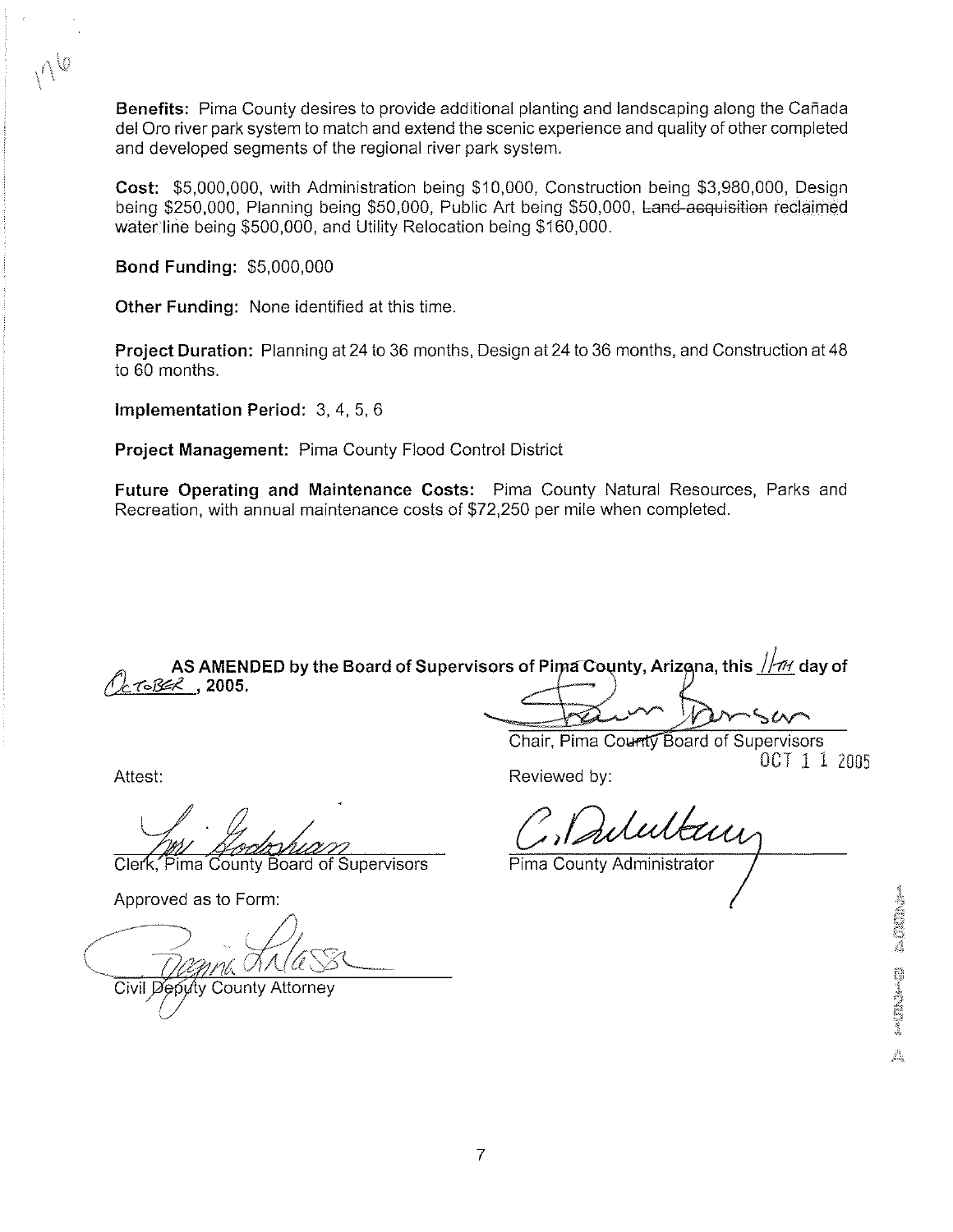**Benefits:** Pima County desires to provide additional planting and landscaping along the Cañada del Oro river park system to match and extend the scenic experience and quality of other completed and developed segments of the regional river park system.

**Cost:** $5,000,000, with Administration being $10,000, Construction being $3,980,000, Design being $250,000, Planning being $50,000, Public Art being $50,000, ~~Land acquisition~~ reclaimed water line being $500,000, and Utility Relocation being $160,000.

**Bond Funding:** $5,000,000

**Other Funding:** None identified at this time.

**Project Duration:** Planning at 24 to 36 months, Design at 24 to 36 months, and Construction at 48 to 60 months.

**Implementation Period:** 3, 4, 5, 6

**Project Management:** Pima County Flood Control District

**Future Operating and Maintenance Costs:** Pima County Natural Resources, Parks and Recreation, with annual maintenance costs of $72,250 per mile when completed.

**AS AMENDED by the Board of Supervisors of Pima County, Arizona, this 11TH day of OCTOBER, 2005.**

Chair, Pima County Board of Supervisors

OCT 11 2005

Attest:

Clerk, Pima County Board of Supervisors

Reviewed by:

Pima County Administrator

Approved as to Form:

Civil Deputy County Attorney